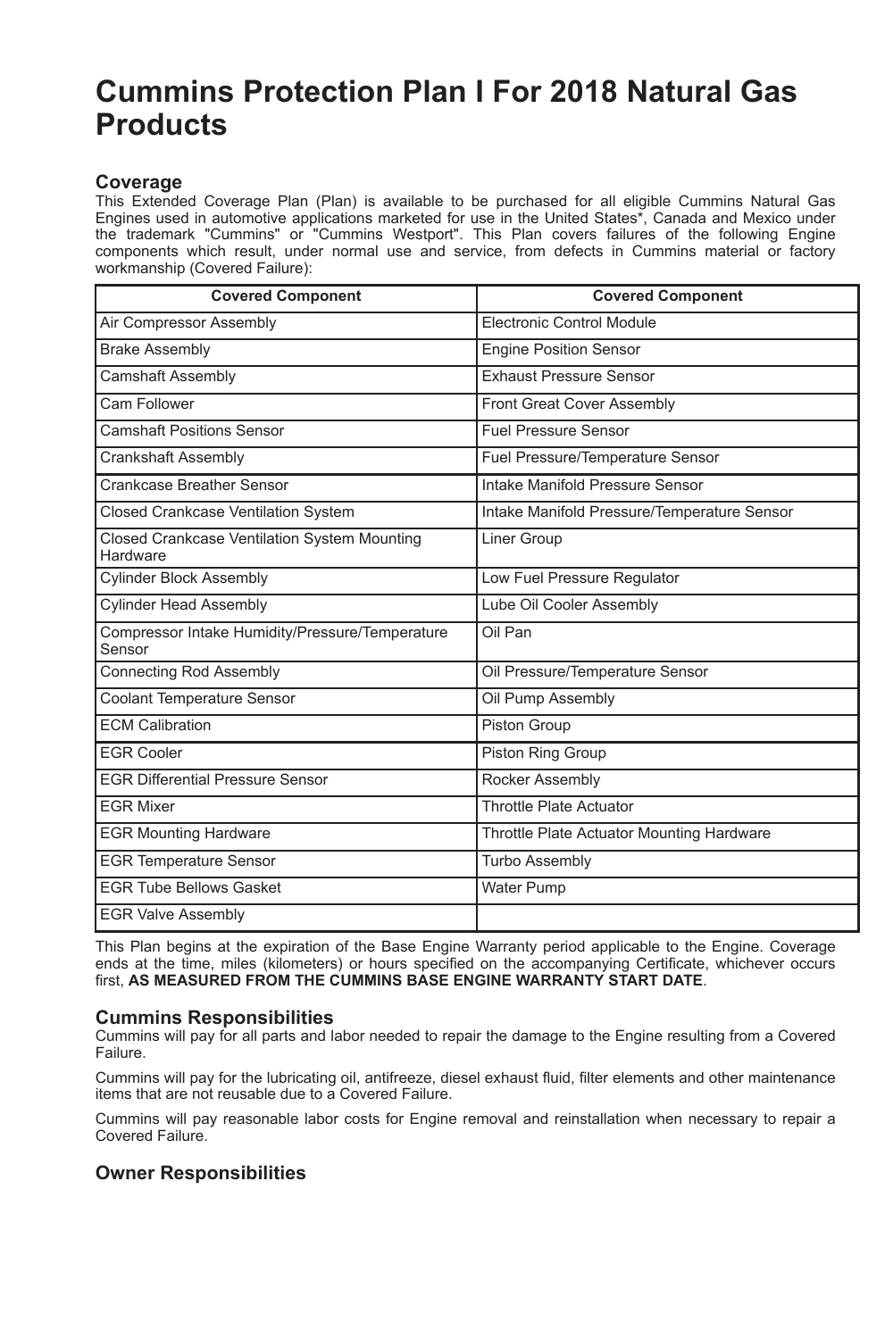# Cummins Protection Plan I For 2018 Natural Gas Products

## Coverage

This Extended Coverage Plan (Plan) is available to be purchased for all eligible Cummins Natural Gas Engines used in automotive applications marketed for use in the United States*, Canada and Mexico under the trademark "Cummins" or "Cummins Westport". This Plan covers failures of the following Engine components which result, under normal use and service, from defects in Cummins material or factory workmanship (Covered Failure):

| Covered Component | Covered Component |
|---|---|
| Air Compressor Assembly | Electronic Control Module |
| Brake Assembly | Engine Position Sensor |
| Camshaft Assembly | Exhaust Pressure Sensor |
| Cam Follower | Front Great Cover Assembly |
| Camshaft Positions Sensor | Fuel Pressure Sensor |
| Crankshaft Assembly | Fuel Pressure/Temperature Sensor |
| Crankcase Breather Sensor | Intake Manifold Pressure Sensor |
| Closed Crankcase Ventilation System | Intake Manifold Pressure/Temperature Sensor |
| Closed Crankcase Ventilation System Mounting Hardware | Liner Group |
| Cylinder Block Assembly | Low Fuel Pressure Regulator |
| Cylinder Head Assembly | Lube Oil Cooler Assembly |
| Compressor Intake Humidity/Pressure/Temperature Sensor | Oil Pan |
| Connecting Rod Assembly | Oil Pressure/Temperature Sensor |
| Coolant Temperature Sensor | Oil Pump Assembly |
| ECM Calibration | Piston Group |
| EGR Cooler | Piston Ring Group |
| EGR Differential Pressure Sensor | Rocker Assembly |
| EGR Mixer | Throttle Plate Actuator |
| EGR Mounting Hardware | Throttle Plate Actuator Mounting Hardware |
| EGR Temperature Sensor | Turbo Assembly |
| EGR Tube Bellows Gasket | Water Pump |
| EGR Valve Assembly | |

This Plan begins at the expiration of the Base Engine Warranty period applicable to the Engine. Coverage ends at the time, miles (kilometers) or hours specified on the accompanying Certificate, whichever occurs first, **AS MEASURED FROM THE CUMMINS BASE ENGINE WARRANTY START DATE**.

## Cummins Responsibilities

Cummins will pay for all parts and labor needed to repair the damage to the Engine resulting from a Covered Failure.

Cummins will pay for the lubricating oil, antifreeze, diesel exhaust fluid, filter elements and other maintenance items that are not reusable due to a Covered Failure.

Cummins will pay reasonable labor costs for Engine removal and reinstallation when necessary to repair a Covered Failure.

## Owner Responsibilities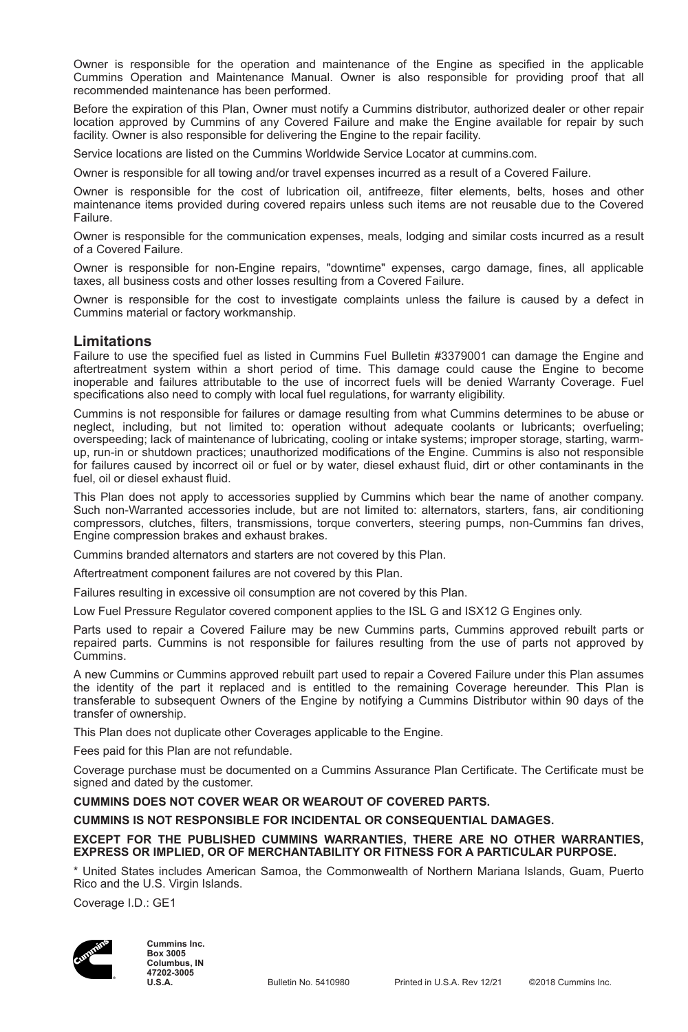Owner is responsible for the operation and maintenance of the Engine as specified in the applicable Cummins Operation and Maintenance Manual. Owner is also responsible for providing proof that all recommended maintenance has been performed.

Before the expiration of this Plan, Owner must notify a Cummins distributor, authorized dealer or other repair location approved by Cummins of any Covered Failure and make the Engine available for repair by such facility. Owner is also responsible for delivering the Engine to the repair facility.

Service locations are listed on the Cummins Worldwide Service Locator at cummins.com.

Owner is responsible for all towing and/or travel expenses incurred as a result of a Covered Failure.

Owner is responsible for the cost of lubrication oil, antifreeze, filter elements, belts, hoses and other maintenance items provided during covered repairs unless such items are not reusable due to the Covered Failure.

Owner is responsible for the communication expenses, meals, lodging and similar costs incurred as a result of a Covered Failure.

Owner is responsible for non-Engine repairs, "downtime" expenses, cargo damage, fines, all applicable taxes, all business costs and other losses resulting from a Covered Failure.

Owner is responsible for the cost to investigate complaints unless the failure is caused by a defect in Cummins material or factory workmanship.

## Limitations

Failure to use the specified fuel as listed in Cummins Fuel Bulletin #3379001 can damage the Engine and aftertreatment system within a short period of time. This damage could cause the Engine to become inoperable and failures attributable to the use of incorrect fuels will be denied Warranty Coverage. Fuel specifications also need to comply with local fuel regulations, for warranty eligibility.

Cummins is not responsible for failures or damage resulting from what Cummins determines to be abuse or neglect, including, but not limited to: operation without adequate coolants or lubricants; overfueling; overspeeding; lack of maintenance of lubricating, cooling or intake systems; improper storage, starting, warm-up, run-in or shutdown practices; unauthorized modifications of the Engine. Cummins is also not responsible for failures caused by incorrect oil or fuel or by water, diesel exhaust fluid, dirt or other contaminants in the fuel, oil or diesel exhaust fluid.

This Plan does not apply to accessories supplied by Cummins which bear the name of another company. Such non-Warranted accessories include, but are not limited to: alternators, starters, fans, air conditioning compressors, clutches, filters, transmissions, torque converters, steering pumps, non-Cummins fan drives, Engine compression brakes and exhaust brakes.

Cummins branded alternators and starters are not covered by this Plan.

Aftertreatment component failures are not covered by this Plan.

Failures resulting in excessive oil consumption are not covered by this Plan.

Low Fuel Pressure Regulator covered component applies to the ISL G and ISX12 G Engines only.

Parts used to repair a Covered Failure may be new Cummins parts, Cummins approved rebuilt parts or repaired parts. Cummins is not responsible for failures resulting from the use of parts not approved by Cummins.

A new Cummins or Cummins approved rebuilt part used to repair a Covered Failure under this Plan assumes the identity of the part it replaced and is entitled to the remaining Coverage hereunder. This Plan is transferable to subsequent Owners of the Engine by notifying a Cummins Distributor within 90 days of the transfer of ownership.

This Plan does not duplicate other Coverages applicable to the Engine.

Fees paid for this Plan are not refundable.

Coverage purchase must be documented on a Cummins Assurance Plan Certificate. The Certificate must be signed and dated by the customer.

**CUMMINS DOES NOT COVER WEAR OR WEAROUT OF COVERED PARTS.**

**CUMMINS IS NOT RESPONSIBLE FOR INCIDENTAL OR CONSEQUENTIAL DAMAGES.**

**EXCEPT FOR THE PUBLISHED CUMMINS WARRANTIES, THERE ARE NO OTHER WARRANTIES, EXPRESS OR IMPLIED, OR OF MERCHANTABILITY OR FITNESS FOR A PARTICULAR PURPOSE.**

* United States includes American Samoa, the Commonwealth of Northern Mariana Islands, Guam, Puerto Rico and the U.S. Virgin Islands.

Coverage I.D.: GE1

**Cummins Inc.**
**Box 3005**
**Columbus, IN**
**47202-3005**
**U.S.A.**

Bulletin No. 5410980 Printed in U.S.A. Rev 12/21 ©2018 Cummins Inc.